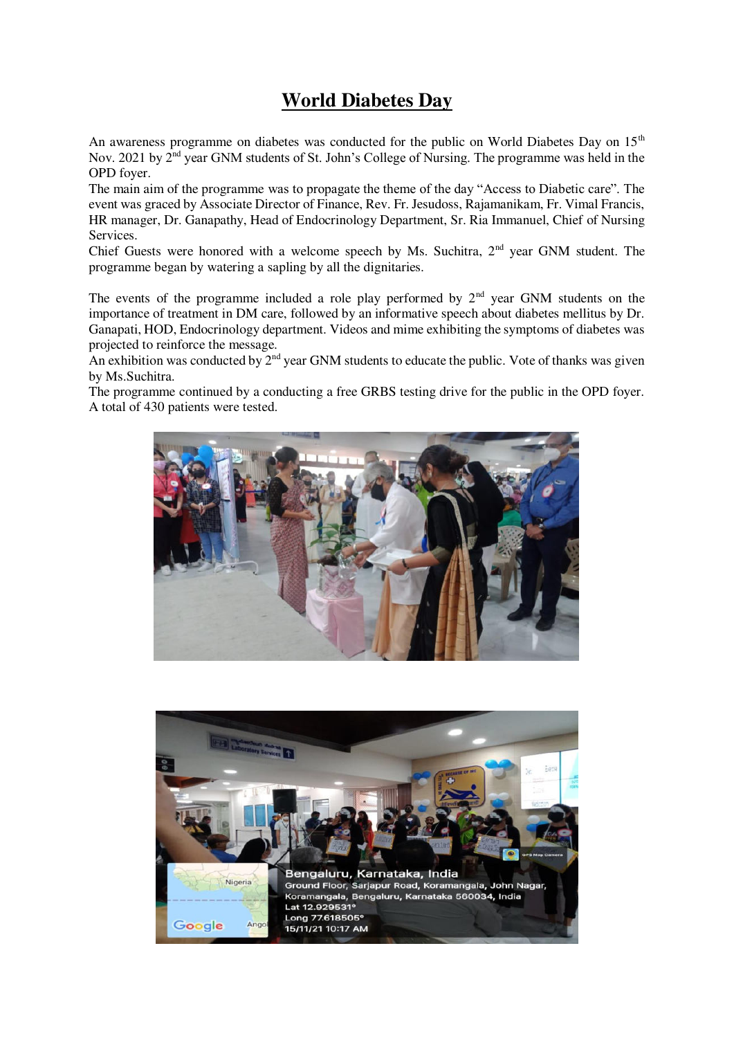# World Diabetes Day

An awareness programme on diabetes was conducted for the public on World Diabetes Day on 15th Nov. 2021 by 2nd year GNM students of St. John's College of Nursing. The programme was held in the OPD foyer.

The main aim of the programme was to propagate the theme of the day "Access to Diabetic care". The event was graced by Associate Director of Finance, Rev. Fr. Jesudoss, Rajamanikam, Fr. Vimal Francis, HR manager, Dr. Ganapathy, Head of Endocrinology Department, Sr. Ria Immanuel, Chief of Nursing Services.

Chief Guests were honored with a welcome speech by Ms. Suchitra, 2nd year GNM student. The programme began by watering a sapling by all the dignitaries.

The events of the programme included a role play performed by 2nd year GNM students on the importance of treatment in DM care, followed by an informative speech about diabetes mellitus by Dr. Ganapati, HOD, Endocrinology department. Videos and mime exhibiting the symptoms of diabetes was projected to reinforce the message.

An exhibition was conducted by 2nd year GNM students to educate the public. Vote of thanks was given by Ms.Suchitra.

The programme continued by a conducting a free GRBS testing drive for the public in the OPD foyer. A total of 430 patients were tested.